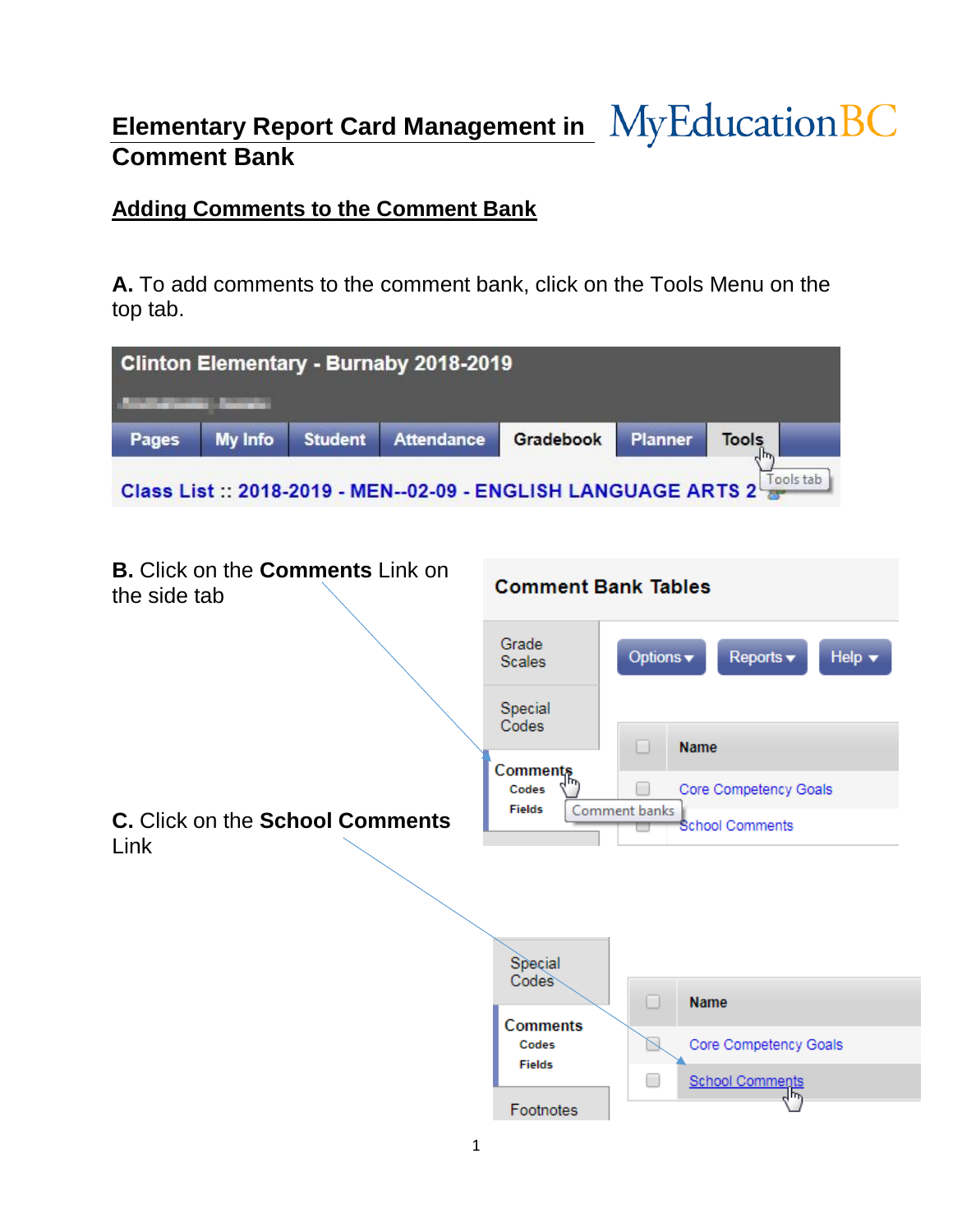# Elementary Report Card Management in Comment Bank

MyEducationBC

## Adding Comments to the Comment Bank

**A.** To add comments to the comment bank, click on the Tools Menu on the top tab.

**B.** Click on the **Comments** Link on the side tab

**C.** Click on the **School Comments** Link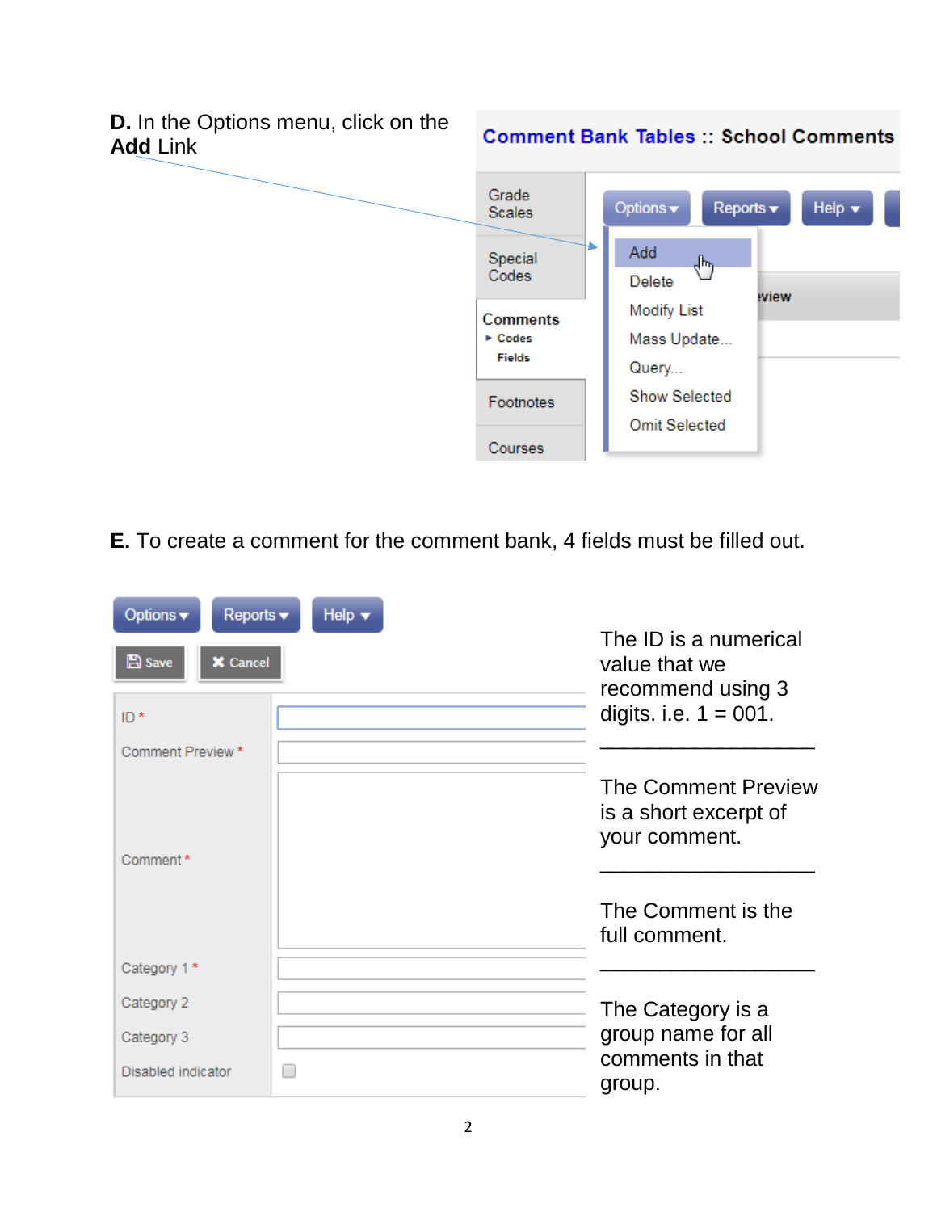**D.** In the Options menu, click on the **Add** Link

**E.** To create a comment for the comment bank, 4 fields must be filled out.

The ID is a numerical value that we recommend using 3 digits. i.e. 1 = 001.

___________________

The Comment Preview is a short excerpt of your comment.

___________________

The Comment is the full comment.

___________________

The Category is a group name for all comments in that group.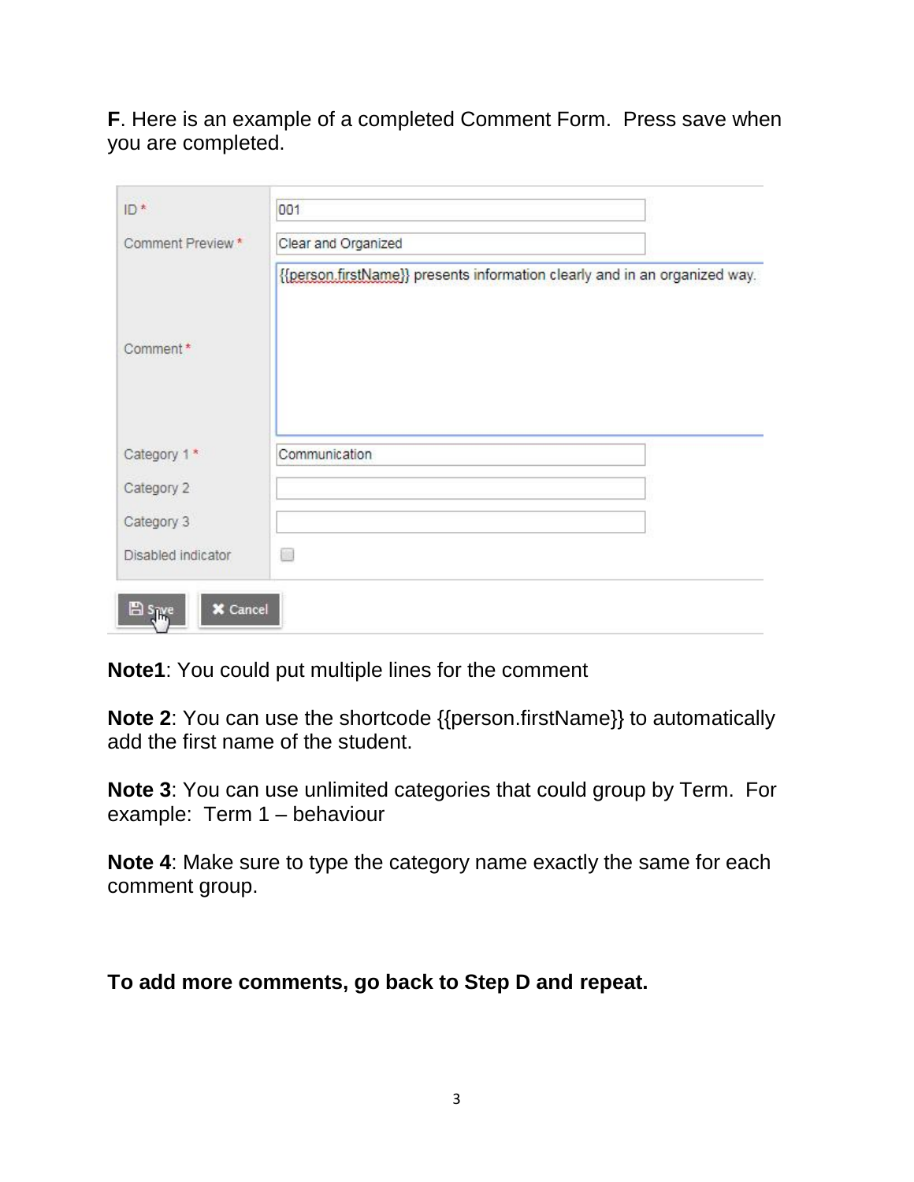**F**. Here is an example of a completed Comment Form. Press save when you are completed.

| | |
|---|---|
| ID * | 001 |
| Comment Preview * | Clear and Organized |
| Comment * | {{person.firstName}} presents information clearly and in an organized way. |
| Category 1 * | Communication |
| Category 2 | |
| Category 3 | |
| Disabled indicator | ☐ |

Save | Cancel

**Note1**: You could put multiple lines for the comment

**Note 2**: You can use the shortcode {{person.firstName}} to automatically add the first name of the student.

**Note 3**: You can use unlimited categories that could group by Term. For example: Term 1 – behaviour

**Note 4**: Make sure to type the category name exactly the same for each comment group.

**To add more comments, go back to Step D and repeat.**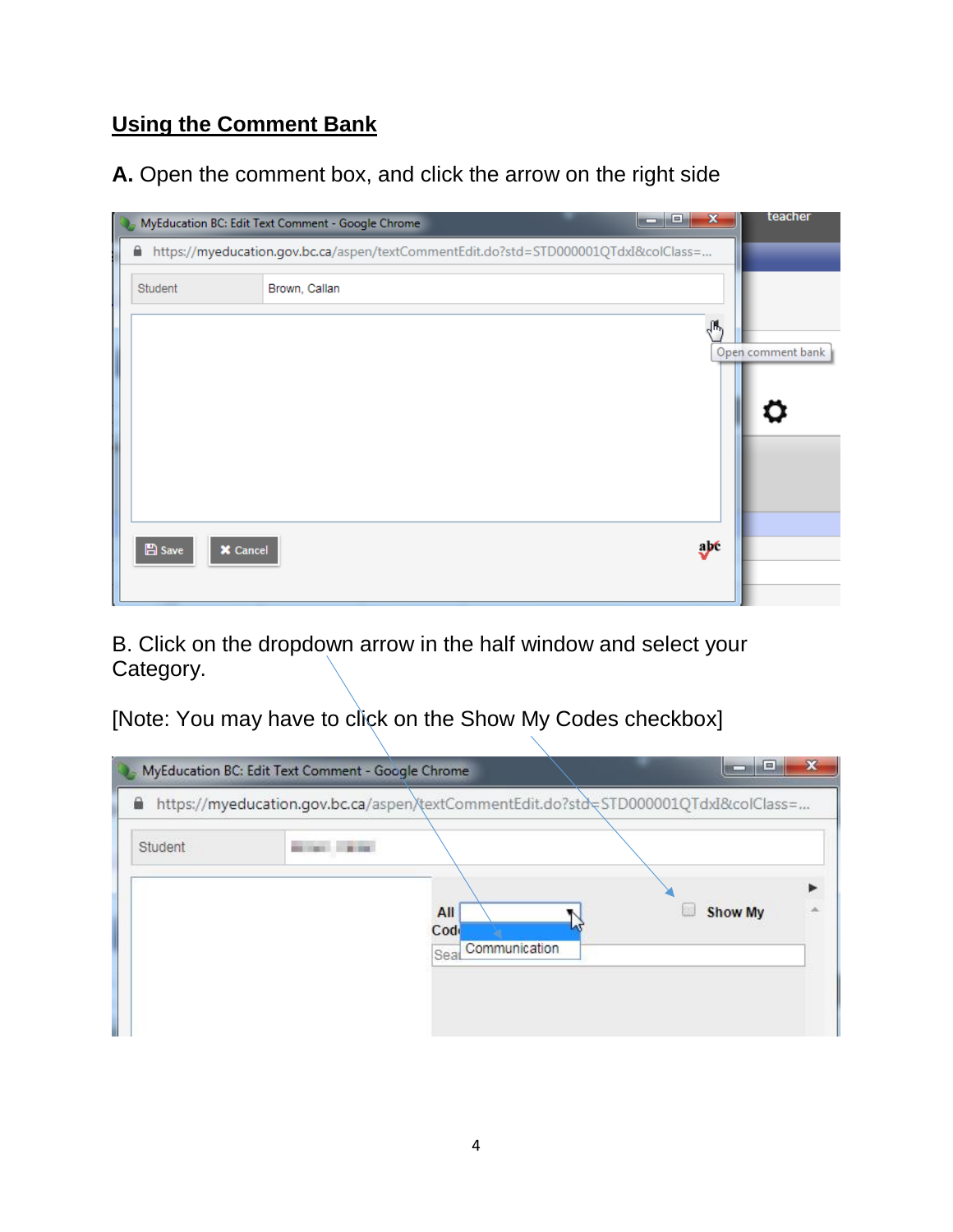## Using the Comment Bank

**A.** Open the comment box, and click the arrow on the right side

B. Click on the dropdown arrow in the half window and select your Category.

[Note: You may have to click on the Show My Codes checkbox]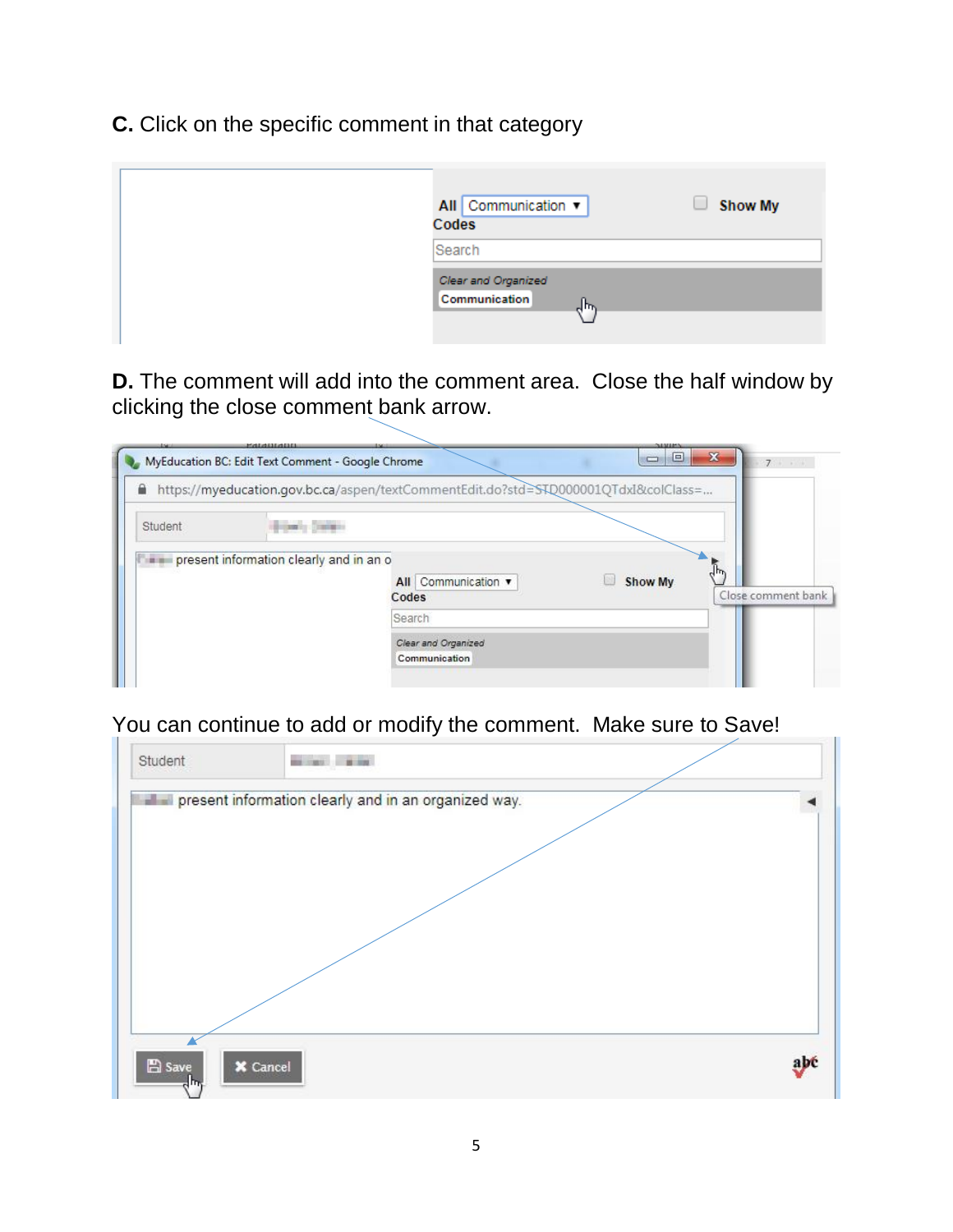**C.** Click on the specific comment in that category

**D.** The comment will add into the comment area. Close the half window by clicking the close comment bank arrow.

You can continue to add or modify the comment. Make sure to Save!